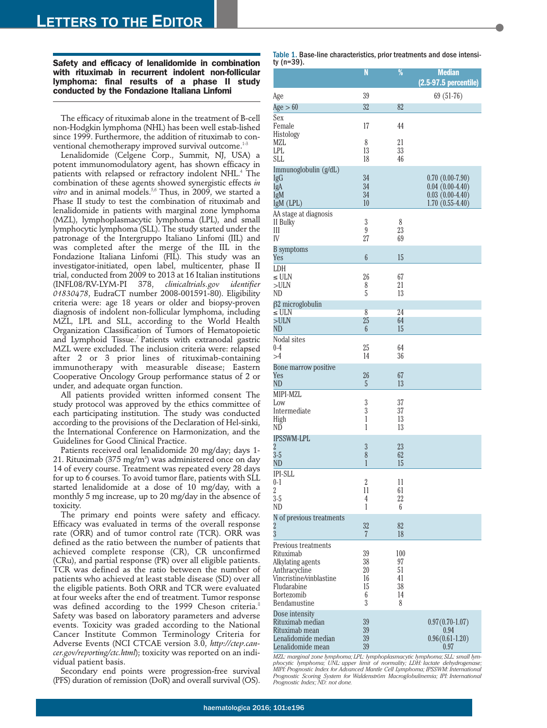### Safety and efficacy of lenalidomide in combination with rituximab in recurrent indolent non-follicular lymphoma: final results of a phase II study conducted by the Fondazione Italiana Linfomi

The efficacy of rituximab alone in the treatment of B-cell non-Hodgkin lymphoma (NHL) has been well estab-lished since 1999. Furthermore, the addition of rituximab to conventional chemotherapy improved survival outcome.[1-3]

Lenalidomide (Celgene Corp., Summit, NJ, USA) a potent immunomodulatory agent, has shown efficacy in patients with relapsed or refractory indolent NHL.[4] The combination of these agents showed synergistic effects *in vitro* and in animal models.[5,6] Thus, in 2009, we started a Phase II study to test the combination of rituximab and lenalidomide in patients with marginal zone lymphoma (MZL), lymphoplasmacytic lymphoma (LPL), and small lymphocytic lymphoma (SLL). The study started under the patronage of the Intergruppo Italiano Linfomi (IIL) and was completed after the merge of the IIL in the Fondazione Italiana Linfomi (FIL). This study was an investigator-initiated, open label, multicenter, phase II trial, conducted from 2009 to 2013 at 16 Italian institutions (INFL08/RV-LYM-PI 378, *clinicaltrials.gov identifier 01830478*, EudraCT number 2008-001591-80). Eligibility criteria were: age 18 years or older and biopsy-proven diagnosis of indolent non-follicular lymphoma, including MZL, LPL and SLL, according to the World Health Organization Classification of Tumors of Hematopoietic and Lymphoid Tissue.[7] Patients with extranodal gastric MZL were excluded. The inclusion criteria were: relapsed after 2 or 3 prior lines of rituximab-containing immunotherapy with measurable disease; Eastern Cooperative Oncology Group performance status of 2 or under, and adequate organ function.

All patients provided written informed consent The study protocol was approved by the ethics committee of each participating institution. The study was conducted according to the provisions of the Declaration of Hel-sinki, the International Conference on Harmonization, and the Guidelines for Good Clinical Practice.

Patients received oral lenalidomide 20 mg/day; days 1-21. Rituximab (375 mg/m$^2$) was administered once on day 14 of every course. Treatment was repeated every 28 days for up to 6 courses. To avoid tumor flare, patients with SLL started lenalidomide at a dose of 10 mg/day, with a monthly 5 mg increase, up to 20 mg/day in the absence of toxicity.

The primary end points were safety and efficacy. Efficacy was evaluated in terms of the overall response rate (ORR) and of tumor control rate (TCR). ORR was defined as the ratio between the number of patients that achieved complete response (CR), CR unconfirmed (CRu), and partial response (PR) over all eligible patients. TCR was defined as the ratio between the number of patients who achieved at least stable disease (SD) over all the eligible patients. Both ORR and TCR were evaluated at four weeks after the end of treatment. Tumor response was defined according to the 1999 Cheson criteria.[8] Safety was based on laboratory parameters and adverse events. Toxicity was graded according to the National Cancer Institute Common Terminology Criteria for Adverse Events (NCI CTCAE version 3.0, *http://ctep.cancer.gov/reporting/ctc.html*); toxicity was reported on an individual patient basis.

Secondary end points were progression-free survival (PFS) duration of remission (DoR) and overall survival (OS).

Table 1. Base-line characteristics, prior treatments and dose intensity (n=39).

| | N | % | Median (2.5-97.5 percentile) |
|---|---|---|---|
| Age | 39 | | 69 (51-76) |
| Age > 60 | 32 | 82 | |
| Sex | | | |
| Female | 17 | 44 | |
| Histology | | | |
| MZL | 8 | 21 | |
| LPL | 13 | 33 | |
| SLL | 18 | 46 | |
| Immunoglobulin (g/dL) | | | |
| IgG | 34 | | 0.70 (0.00-7.90) |
| IgA | 34 | | 0.04 (0.00-4.40) |
| IgM | 34 | | 0.03 (0.00-4.40) |
| IgM (LPL) | 10 | | 1.70 (0.55-4.40) |
| AA stage at diagnosis | | | |
| II Bulky | 3 | 8 | |
| III | 9 | 23 | |
| IV | 27 | 69 | |
| B symptoms | | | |
| Yes | 6 | 15 | |
| LDH | | | |
| ≤ ULN | 26 | 67 | |
| >ULN | 8 | 21 | |
| ND | 5 | 13 | |
| β2 microglobulin | | | |
| ≤ ULN | 8 | 24 | |
| >ULN | 25 | 64 | |
| ND | 6 | 15 | |
| Nodal sites | | | |
| 0-4 | 25 | 64 | |
| >4 | 14 | 36 | |
| Bone marrow positive | | | |
| Yes | 26 | 67 | |
| ND | 5 | 13 | |
| MIPI-MZL | | | |
| Low | 3 | 37 | |
| Intermediate | 3 | 37 | |
| High | 1 | 13 | |
| ND | 1 | 13 | |
| IPSSWM-LPL | | | |
| 2 | 3 | 23 | |
| 3-5 | 8 | 62 | |
| ND | 1 | 15 | |
| IPI-SLL | | | |
| 0-1 | 2 | 11 | |
| 2 | 11 | 61 | |
| 3-5 | 4 | 22 | |
| ND | 1 | 6 | |
| N of previous treatments | | | |
| 2 | 32 | 82 | |
| 3 | 7 | 18 | |
| Previous treatments | | | |
| Rituximab | 39 | 100 | |
| Alkylating agents | 38 | 97 | |
| Anthracycline | 20 | 51 | |
| Vincristine/vinblastine | 16 | 41 | |
| Fludarabine | 15 | 38 | |
| Bortezomib | 6 | 14 | |
| Bendamustine | 3 | 8 | |
| Dose intensity | | | |
| Rituximab median | 39 | | 0.97 (0.70-1.07) |
| Rituximab mean | 39 | | 0.94 |
| Lenalidomide median | 39 | | 0.96 (0.61-1.20) |
| Lenalidomide mean | 39 | | 0.97 |

*MZL: marginal zone lymphoma; LPL: lymphoplasmacytic lymphoma; SLL: small lymphocytic lymphoma; UNL: upper limit of normality; LDH: lactate dehydrogenase; MIPI: Prognostic Index for Advanced Mantle Cell Lymphoma; IPSSWM: International Prognostic Scoring System for Waldenström Macroglobulinemia; IPI: International Prognostic Index; ND: not done.*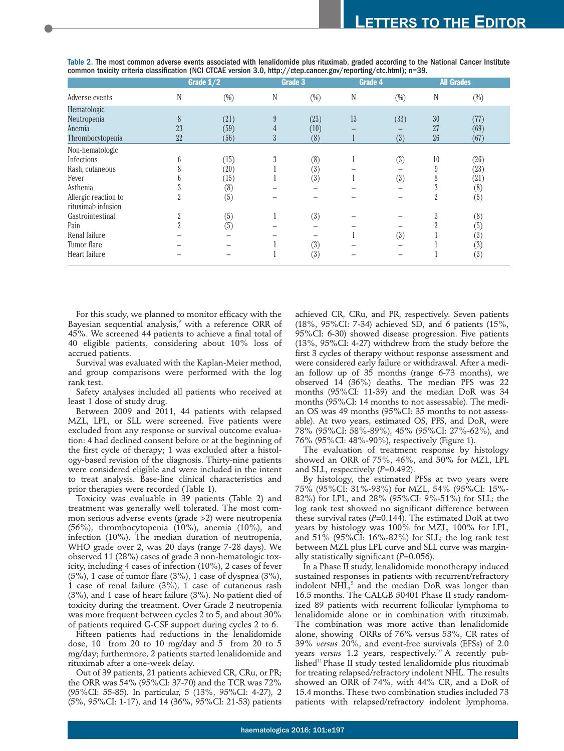Table 2. The most common adverse events associated with lenalidomide plus rituximab, graded according to the National Cancer Institute common toxicity criteria classification (NCI CTCAE version 3.0, http://ctep.cancer.gov/reporting/ctc.html); n=39.

| | Grade 1/2 | | Grade 3 | | Grade 4 | | All Grades | |
|---|---|---|---|---|---|---|---|---|
| Adverse events | N | (%) | N | (%) | N | (%) | N | (%) |
| Hematologic | | | | | | | | |
| Neutropenia | 8 | (21) | 9 | (23) | 13 | (33) | 30 | (77) |
| Anemia | 23 | (59) | 4 | (10) | – | – | 27 | (69) |
| Thrombocytopenia | 22 | (56) | 3 | (8) | 1 | (3) | 26 | (67) |
| Non-hematologic | | | | | | | | |
| Infections | 6 | (15) | 3 | (8) | 1 | (3) | 10 | (26) |
| Rash, cutaneous | 8 | (20) | 1 | (3) | – | – | 9 | (23) |
| Fever | 6 | (15) | 1 | (3) | 1 | (3) | 8 | (21) |
| Asthenia | 3 | (8) | – | – | – | – | 3 | (8) |
| Allergic reaction to rituximab infusion | 2 | (5) | – | – | – | – | 2 | (5) |
| Gastrointestinal | 2 | (5) | 1 | (3) | – | – | 3 | (8) |
| Pain | 2 | (5) | – | – | – | – | 2 | (5) |
| Renal failure | – | – | – | – | 1 | (3) | 1 | (3) |
| Tumor flare | – | – | 1 | (3) | – | – | 1 | (3) |
| Heart failure | – | – | 1 | (3) | – | – | 1 | (3) |

For this study, we planned to monitor efficacy with the Bayesian sequential analysis,[9] with a reference ORR of 45%. We screened 44 patients to achieve a final total of 40 eligible patients, considering about 10% loss of accrued patients.

Survival was evaluated with the Kaplan-Meier method, and group comparisons were performed with the log rank test.

Safety analyses included all patients who received at least 1 dose of study drug.

Between 2009 and 2011, 44 patients with relapsed MZL, LPL, or SLL were screened. Five patients were excluded from any response or survival outcome evaluation: 4 had declined consent before or at the beginning of the first cycle of therapy; 1 was excluded after a histology-based revision of the diagnosis. Thirty-nine patients were considered eligible and were included in the intent to treat analysis. Base-line clinical characteristics and prior therapies were recorded (Table 1).

Toxicity was evaluable in 39 patients (Table 2) and treatment was generally well tolerated. The most common serious adverse events (grade >2) were neutropenia (56%), thrombocytopenia (10%), anemia (10%), and infection (10%). The median duration of neutropenia, WHO grade over 2, was 20 days (range 7-28 days). We observed 11 (28%) cases of grade 3 non-hematologic toxicity, including 4 cases of infection (10%), 2 cases of fever (5%), 1 case of tumor flare (3%), 1 case of dyspnea (3%), 1 case of renal failure (3%), 1 case of cutaneous rash (3%), and 1 case of heart failure (3%). No patient died of toxicity during the treatment. Over Grade 2 neutropenia was more frequent between cycles 2 to 5, and about 30% of patients required G-CSF support during cycles 2 to 6.

Fifteen patients had reductions in the lenalidomide dose, 10 from 20 to 10 mg/day and 5 from 20 to 5 mg/day; furthermore, 2 patients started lenalidomide and rituximab after a one-week delay.

Out of 39 patients, 21 patients achieved CR, CRu, or PR; the ORR was 54% (95%CI: 37-70) and the TCR was 72% (95%CI: 55-85). In particular, 5 (13%, 95%CI: 4-27), 2 (5%, 95%CI: 1-17), and 14 (36%, 95%CI: 21-53) patients achieved CR, CRu, and PR, respectively. Seven patients (18%, 95%CI: 7-34) achieved SD, and 6 patients (15%, 95%CI: 6-30) showed disease progression. Five patients (13%, 95%CI: 4-27) withdrew from the study before the first 3 cycles of therapy without response assessment and were considered early failure or withdrawal. After a median follow up of 35 months (range 6-73 months), we observed 14 (36%) deaths. The median PFS was 22 months (95%CI: 11-39) and the median DoR was 34 months (95%CI: 14 months to not assessable). The median OS was 49 months (95%CI: 35 months to not assessable). At two years, estimated OS, PFS, and DoR, were 78% (95%CI: 58%-89%), 45% (95%CI: 27%-62%), and 76% (95%CI: 48%-90%), respectively (Figure 1).

The evaluation of treatment response by histology showed an ORR of 75%, 46%, and 50% for MZL, LPL and SLL, respectively ($P$=0.492).

By histology, the estimated PFSs at two years were 75% (95%CI: 31%-93%) for MZL, 54% (95%CI: 15%-82%) for LPL, and 28% (95%CI: 9%-51%) for SLL; the log rank test showed no significant difference between these survival rates ($P$=0.144). The estimated DoR at two years by histology was 100% for MZL, 100% for LPL, and 51% (95%CI: 16%-82%) for SLL; the log rank test between MZL plus LPL curve and SLL curve was marginally statistically significant ($P$=0.056).

In a Phase II study, lenalidomide monotherapy induced sustained responses in patients with recurrent/refractory indolent NHL,[5] and the median DoR was longer than 16.5 months. The CALGB 50401 Phase II study randomized 89 patients with recurrent follicular lymphoma to lenalidomide alone or in combination with rituximab. The combination was more active than lenalidomide alone, showing ORRs of 76% versus 53%, CR rates of 39% *versus* 20%, and event-free survivals (EFSs) of 2.0 years *versus* 1.2 years, respectively.[10] A recently published[11] Phase II study tested lenalidomide plus rituximab for treating relapsed/refractory indolent NHL. The results showed an ORR of 74%, with 44% CR, and a DoR of 15.4 months. These two combination studies included 73 patients with relapsed/refractory indolent lymphoma.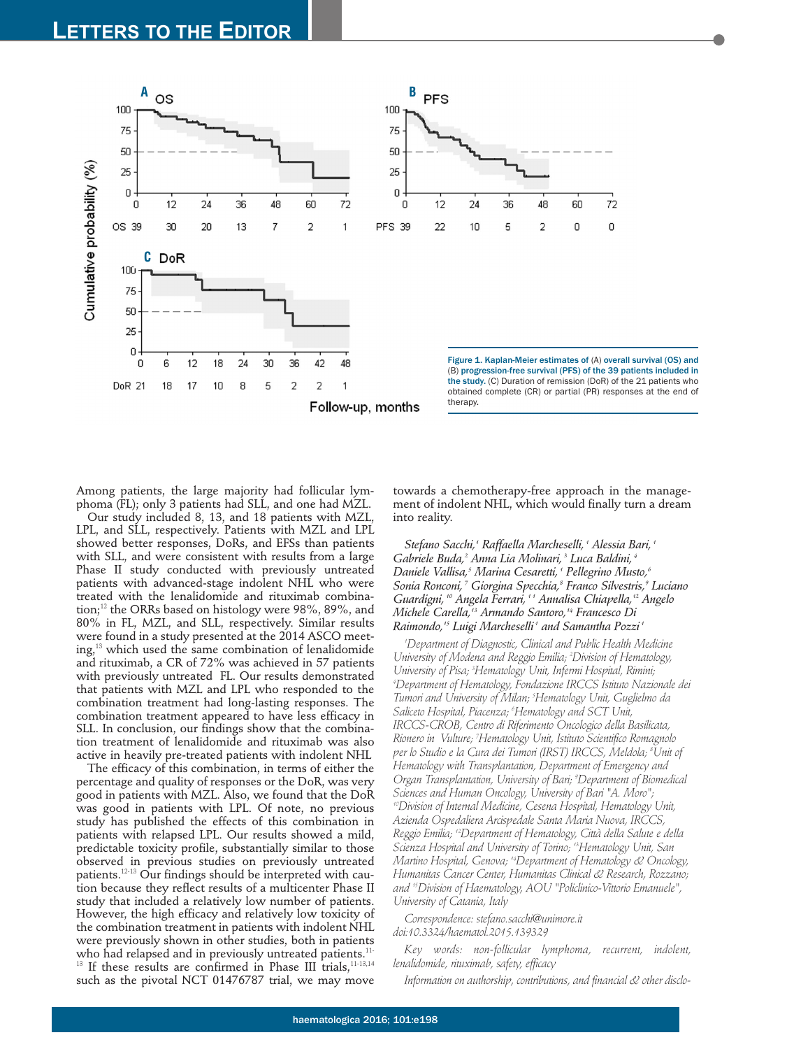Figure 1. Kaplan-Meier estimates of (A) overall survival (OS) and (B) progression-free survival (PFS) of the 39 patients included in the study. (C) Duration of remission (DoR) of the 21 patients who obtained complete (CR) or partial (PR) responses at the end of therapy.

Among patients, the large majority had follicular lymphoma (FL); only 3 patients had SLL, and one had MZL.

Our study included 8, 13, and 18 patients with MZL, LPL, and SLL, respectively. Patients with MZL and LPL showed better responses, DoRs, and EFSs than patients with SLL, and were consistent with results from a large Phase II study conducted with previously untreated patients with advanced-stage indolent NHL who were treated with the lenalidomide and rituximab combination;[12] the ORRs based on histology were 98%, 89%, and 80% in FL, MZL, and SLL, respectively. Similar results were found in a study presented at the 2014 ASCO meeting,[13] which used the same combination of lenalidomide and rituximab, a CR of 72% was achieved in 57 patients with previously untreated FL. Our results demonstrated that patients with MZL and LPL who responded to the combination treatment had long-lasting responses. The combination treatment appeared to have less efficacy in SLL. In conclusion, our findings show that the combination treatment of lenalidomide and rituximab was also active in heavily pre-treated patients with indolent NHL

The efficacy of this combination, in terms of either the percentage and quality of responses or the DoR, was very good in patients with MZL. Also, we found that the DoR was good in patients with LPL. Of note, no previous study has published the effects of this combination in patients with relapsed LPL. Our results showed a mild, predictable toxicity profile, substantially similar to those observed in previous studies on previously untreated patients.[12-13] Our findings should be interpreted with caution because they reflect results of a multicenter Phase II study that included a relatively low number of patients. However, the high efficacy and relatively low toxicity of the combination treatment in patients with indolent NHL were previously shown in other studies, both in patients who had relapsed and in previously untreated patients.[11-13] If these results are confirmed in Phase III trials,[11-13,14] such as the pivotal NCT 01476787 trial, we may move towards a chemotherapy-free approach in the management of indolent NHL, which would finally turn a dream into reality.

*Stefano Sacchi,[1] Raffaella Marcheselli,[1] Alessia Bari,[1] Gabriele Buda,[2] Anna Lia Molinari,[3] Luca Baldini,[4] Daniele Vallisa,[5] Marina Cesaretti,[1] Pellegrino Musto,[6] Sonia Ronconi,[7] Giorgina Specchia,[8] Franco Silvestris,[9] Luciano Guardigni,[10] Angela Ferrari,[11] Annalisa Chiapella,[12] Angelo Michele Carella,[13] Armando Santoro,[14] Francesco Di Raimondo,[15] Luigi Marcheselli[1] and Samantha Pozzi[1]*

*[1]Department of Diagnostic, Clinical and Public Health Medicine University of Modena and Reggio Emilia; [2]Division of Hematology, University of Pisa; [3]Hematology Unit, Infermi Hospital, Rimini; [4]Department of Hematology, Fondazione IRCCS Istituto Nazionale dei Tumori and University of Milan; [5]Hematology Unit, Guglielmo da Saliceto Hospital, Piacenza; [6]Hematology and SCT Unit, IRCCS-CROB, Centro di Riferimento Oncologico della Basilicata, Rionero in Vulture; [7]Hematology Unit, Istituto Scientifico Romagnolo per lo Studio e la Cura dei Tumori (IRST) IRCCS, Meldola; [8]Unit of Hematology with Transplantation, University of Bari; [9]Department of Emergency and Organ Transplantation, University of Bari; [9]Department of Biomedical Sciences and Human Oncology, University of Bari "A. Moro"; [10]Division of Internal Medicine, Cesena Hospital, Hematology Unit, Azienda Ospedaliera Arcispedale Santa Maria Nuova, IRCCS, Reggio Emilia; [12]Department of Hematology, Città della Salute e della Scienza Hospital and University of Torino; [13]Hematology Unit, San Martino Hospital, Genova; [14]Department of Hematology & Oncology, Humanitas Cancer Center, Humanitas Clinical & Research, Rozzano; and [15]Division of Hematology, AOU "Policlinico-Vittorio Emanuele", University of Catania, Italy*

*Correspondence: stefano.sacchi@unimore.it*
*doi:10.3324/haematol.2015.139329*

*Key words: non-follicular lymphoma, recurrent, indolent, lenalidomide, rituximab, safety, efficacy*

*Information on authorship, contributions, and financial & other disclo-*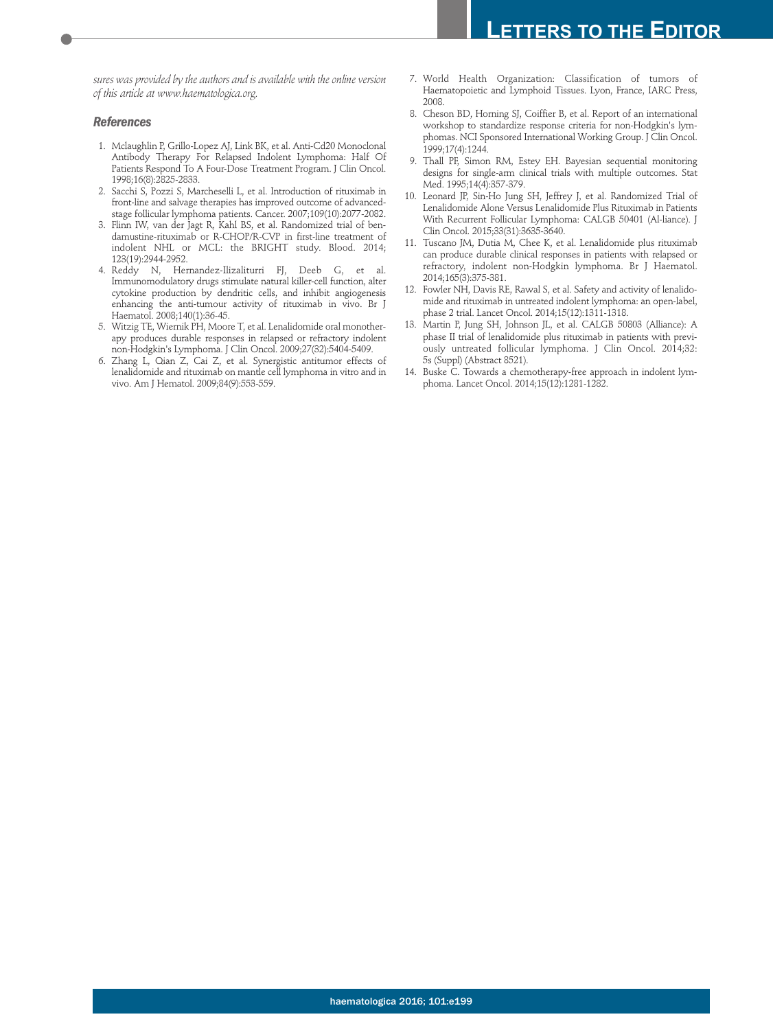*sures was provided by the authors and is available with the online version of this article at www.haematologica.org.*

### References

1. Mclaughlin P, Grillo-Lopez AJ, Link BK, et al. Anti-Cd20 Monoclonal Antibody Therapy For Relapsed Indolent Lymphoma: Half Of Patients Respond To A Four-Dose Treatment Program. J Clin Oncol. 1998;16(8):2825-2833.
2. Sacchi S, Pozzi S, Marcheselli L, et al. Introduction of rituximab in front-line and salvage therapies has improved outcome of advanced-stage follicular lymphoma patients. Cancer. 2007;109(10):2077-2082.
3. Flinn IW, van der Jagt R, Kahl BS, et al. Randomized trial of bendamustine-rituximab or R-CHOP/R-CVP in first-line treatment of indolent NHL or MCL: the BRIGHT study. Blood. 2014; 123(19):2944-2952.
4. Reddy N, Hernandez-Ilizaliturri FJ, Deeb G, et al. Immunomodulatory drugs stimulate natural killer-cell function, alter cytokine production by dendritic cells, and inhibit angiogenesis enhancing the anti-tumour activity of rituximab in vivo. Br J Haematol. 2008;140(1):36-45.
5. Witzig TE, Wiernik PH, Moore T, et al. Lenalidomide oral monotherapy produces durable responses in relapsed or refractory indolent non-Hodgkin's Lymphoma. J Clin Oncol. 2009;27(32):5404-5409.
6. Zhang L, Qian Z, Cai Z, et al. Synergistic antitumor effects of lenalidomide and rituximab on mantle cell lymphoma in vitro and in vivo. Am J Hematol. 2009;84(9):553-559.
7. World Health Organization: Classification of tumors of Haematopoietic and Lymphoid Tissues. Lyon, France, IARC Press, 2008.
8. Cheson BD, Horning SJ, Coiffier B, et al. Report of an international workshop to standardize response criteria for non-Hodgkin's lymphomas. NCI Sponsored International Working Group. J Clin Oncol. 1999;17(4):1244.
9. Thall PF, Simon RM, Estey EH. Bayesian sequential monitoring designs for single-arm clinical trials with multiple outcomes. Stat Med. 1995;14(4):357-379.
10. Leonard JP, Sin-Ho Jung SH, Jeffrey J, et al. Randomized Trial of Lenalidomide Alone Versus Lenalidomide Plus Rituximab in Patients With Recurrent Follicular Lymphoma: CALGB 50401 (Al-liance). J Clin Oncol. 2015;33(31):3635-3640.
11. Tuscano JM, Dutia M, Chee K, et al. Lenalidomide plus rituximab can produce durable clinical responses in patients with relapsed or refractory, indolent non-Hodgkin lymphoma. Br J Haematol. 2014;165(3):375-381.
12. Fowler NH, Davis RE, Rawal S, et al. Safety and activity of lenalidomide and rituximab in untreated indolent lymphoma: an open-label, phase 2 trial. Lancet Oncol. 2014;15(12):1311-1318.
13. Martin P, Jung SH, Johnson JL, et al. CALGB 50803 (Alliance): A phase II trial of lenalidomide plus rituximab in patients with previously untreated follicular lymphoma. J Clin Oncol. 2014;32: 5s (Suppl) (Abstract 8521).
14. Buske C. Towards a chemotherapy-free approach in indolent lymphoma. Lancet Oncol. 2014;15(12):1281-1282.